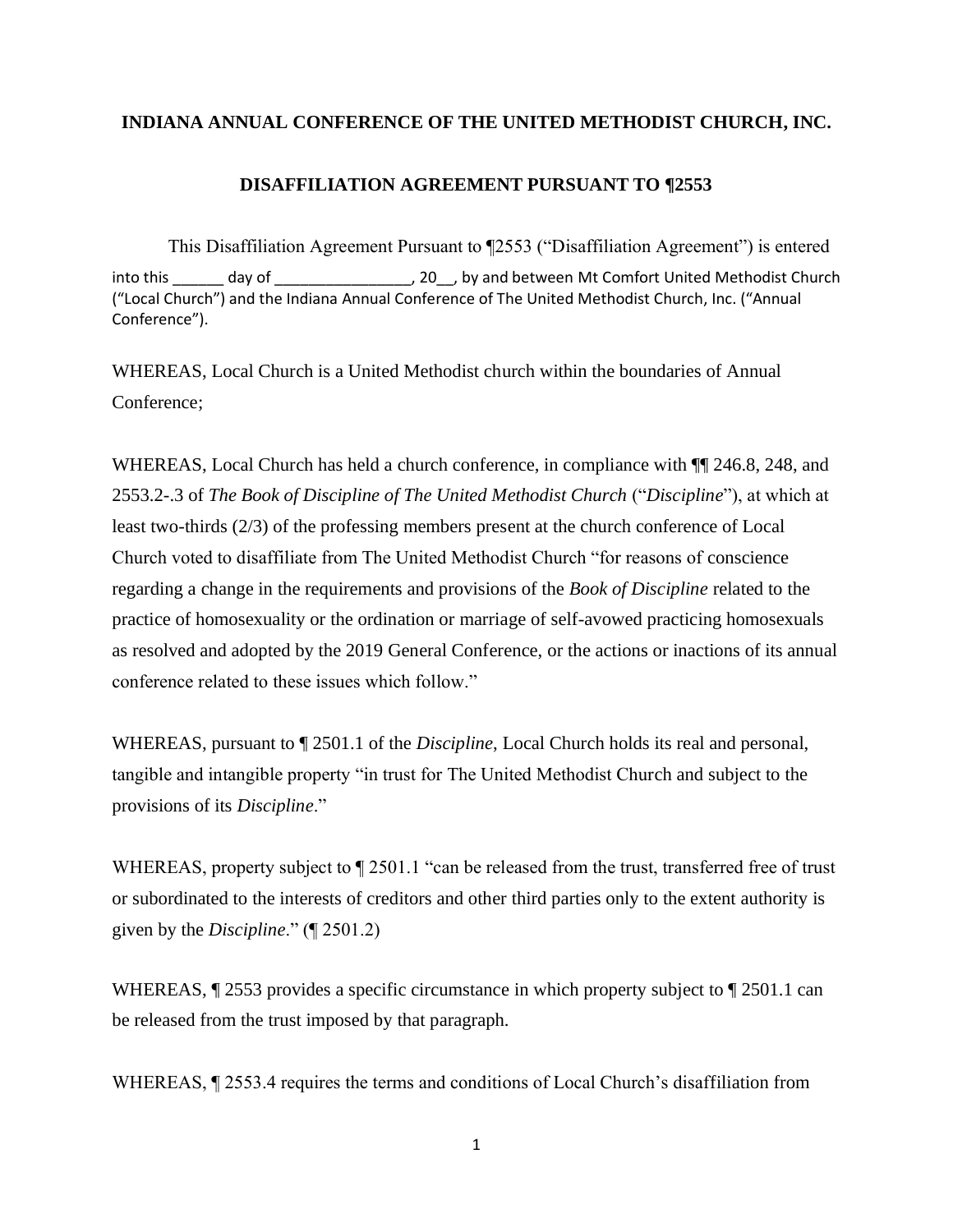**INDIANA ANNUAL CONFERENCE OF THE UNITED METHODIST CHURCH, INC.**

**DISAFFILIATION AGREEMENT PURSUANT TO ¶2553**

This Disaffiliation Agreement Pursuant to ¶2553 ("Disaffiliation Agreement") is entered into this ______ day of ________________, 20__, by and between Mt Comfort United Methodist Church ("Local Church") and the Indiana Annual Conference of The United Methodist Church, Inc. ("Annual Conference").

WHEREAS, Local Church is a United Methodist church within the boundaries of Annual Conference;

WHEREAS, Local Church has held a church conference, in compliance with ¶¶ 246.8, 248, and 2553.2-.3 of *The Book of Discipline of The United Methodist Church* ("*Discipline*"), at which at least two-thirds (2/3) of the professing members present at the church conference of Local Church voted to disaffiliate from The United Methodist Church "for reasons of conscience regarding a change in the requirements and provisions of the *Book of Discipline* related to the practice of homosexuality or the ordination or marriage of self-avowed practicing homosexuals as resolved and adopted by the 2019 General Conference, or the actions or inactions of its annual conference related to these issues which follow."

WHEREAS, pursuant to ¶ 2501.1 of the *Discipline*, Local Church holds its real and personal, tangible and intangible property "in trust for The United Methodist Church and subject to the provisions of its *Discipline*."

WHEREAS, property subject to ¶ 2501.1 "can be released from the trust, transferred free of trust or subordinated to the interests of creditors and other third parties only to the extent authority is given by the *Discipline*." (¶ 2501.2)

WHEREAS, ¶ 2553 provides a specific circumstance in which property subject to ¶ 2501.1 can be released from the trust imposed by that paragraph.

WHEREAS, ¶ 2553.4 requires the terms and conditions of Local Church's disaffiliation from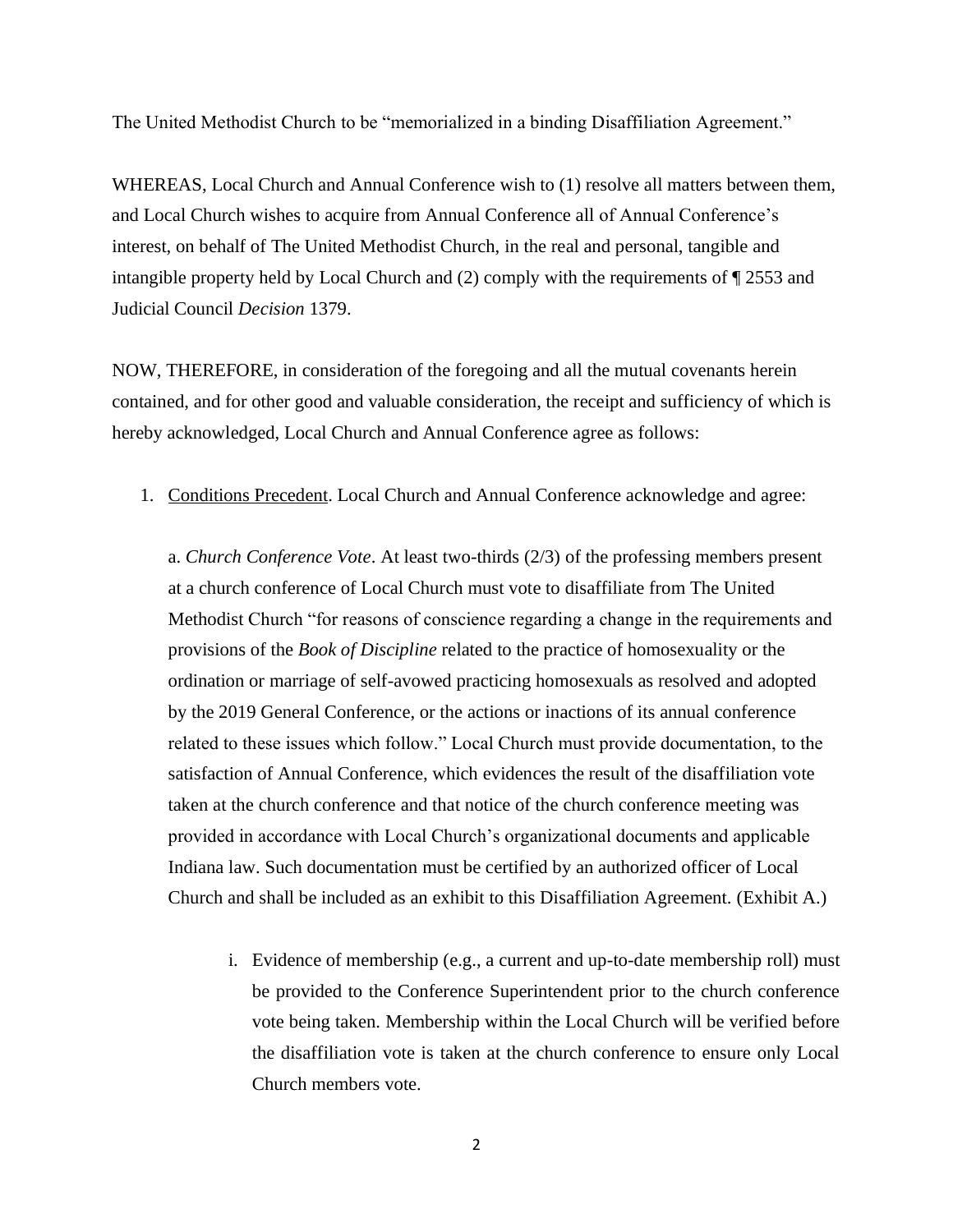The United Methodist Church to be "memorialized in a binding Disaffiliation Agreement."

WHEREAS, Local Church and Annual Conference wish to (1) resolve all matters between them, and Local Church wishes to acquire from Annual Conference all of Annual Conference's interest, on behalf of The United Methodist Church, in the real and personal, tangible and intangible property held by Local Church and (2) comply with the requirements of ¶ 2553 and Judicial Council *Decision* 1379.

NOW, THEREFORE, in consideration of the foregoing and all the mutual covenants herein contained, and for other good and valuable consideration, the receipt and sufficiency of which is hereby acknowledged, Local Church and Annual Conference agree as follows:

1. Conditions Precedent. Local Church and Annual Conference acknowledge and agree:

   a. *Church Conference Vote*. At least two-thirds (2/3) of the professing members present at a church conference of Local Church must vote to disaffiliate from The United Methodist Church "for reasons of conscience regarding a change in the requirements and provisions of the *Book of Discipline* related to the practice of homosexuality or the ordination or marriage of self-avowed practicing homosexuals as resolved and adopted by the 2019 General Conference, or the actions or inactions of its annual conference related to these issues which follow." Local Church must provide documentation, to the satisfaction of Annual Conference, which evidences the result of the disaffiliation vote taken at the church conference and that notice of the church conference meeting was provided in accordance with Local Church's organizational documents and applicable Indiana law. Such documentation must be certified by an authorized officer of Local Church and shall be included as an exhibit to this Disaffiliation Agreement. (Exhibit A.)

      i. Evidence of membership (e.g., a current and up-to-date membership roll) must be provided to the Conference Superintendent prior to the church conference vote being taken. Membership within the Local Church will be verified before the disaffiliation vote is taken at the church conference to ensure only Local Church members vote.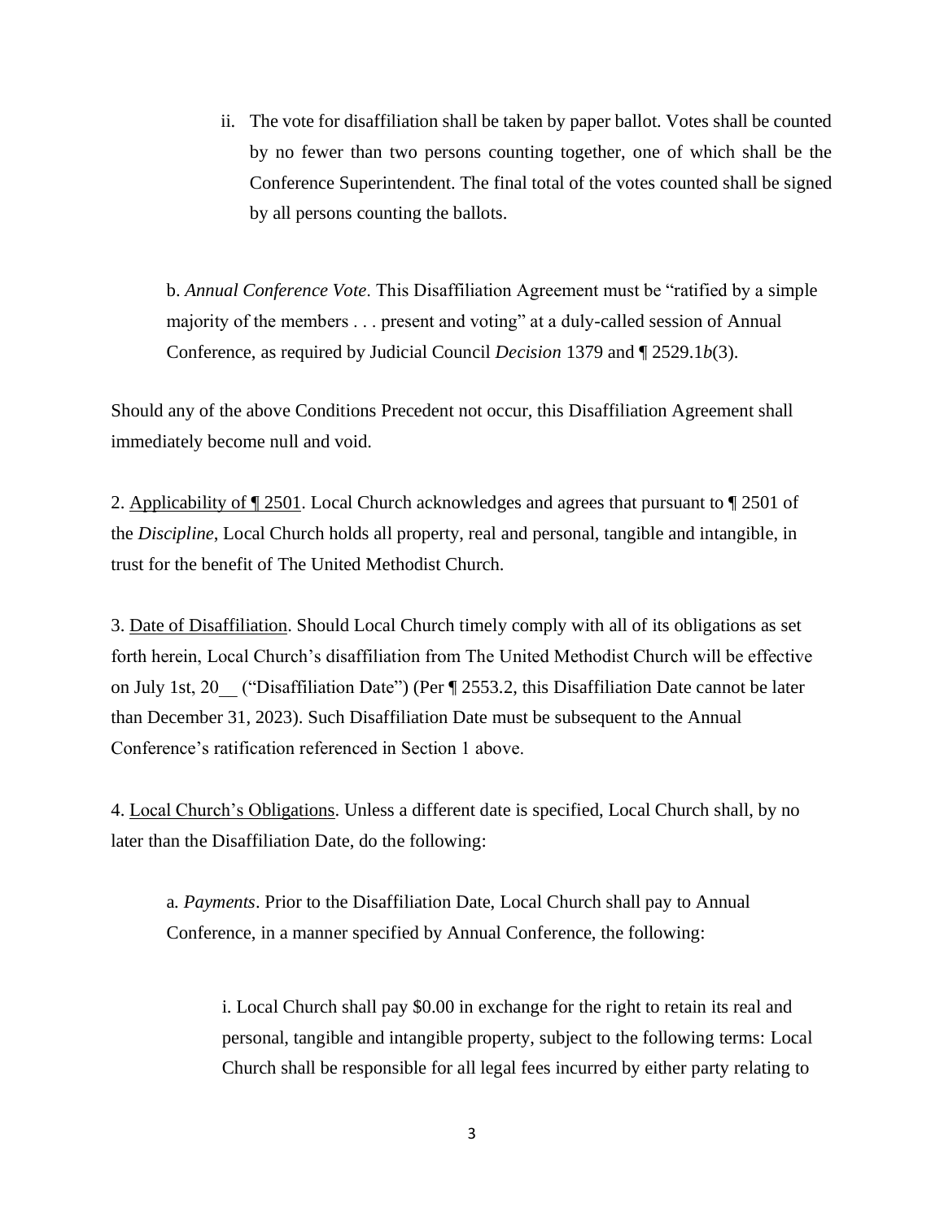ii. The vote for disaffiliation shall be taken by paper ballot. Votes shall be counted by no fewer than two persons counting together, one of which shall be the Conference Superintendent. The final total of the votes counted shall be signed by all persons counting the ballots.

b. *Annual Conference Vote*. This Disaffiliation Agreement must be "ratified by a simple majority of the members . . . present and voting" at a duly-called session of Annual Conference, as required by Judicial Council *Decision* 1379 and ¶ 2529.1*b*(3).

Should any of the above Conditions Precedent not occur, this Disaffiliation Agreement shall immediately become null and void.

2. Applicability of ¶ 2501. Local Church acknowledges and agrees that pursuant to ¶ 2501 of the *Discipline*, Local Church holds all property, real and personal, tangible and intangible, in trust for the benefit of The United Methodist Church.

3. Date of Disaffiliation. Should Local Church timely comply with all of its obligations as set forth herein, Local Church's disaffiliation from The United Methodist Church will be effective on July 1st, 20__ ("Disaffiliation Date") (Per ¶ 2553.2, this Disaffiliation Date cannot be later than December 31, 2023). Such Disaffiliation Date must be subsequent to the Annual Conference's ratification referenced in Section 1 above.

4. Local Church's Obligations. Unless a different date is specified, Local Church shall, by no later than the Disaffiliation Date, do the following:

a. *Payments*. Prior to the Disaffiliation Date, Local Church shall pay to Annual Conference, in a manner specified by Annual Conference, the following:

i. Local Church shall pay $0.00 in exchange for the right to retain its real and personal, tangible and intangible property, subject to the following terms: Local Church shall be responsible for all legal fees incurred by either party relating to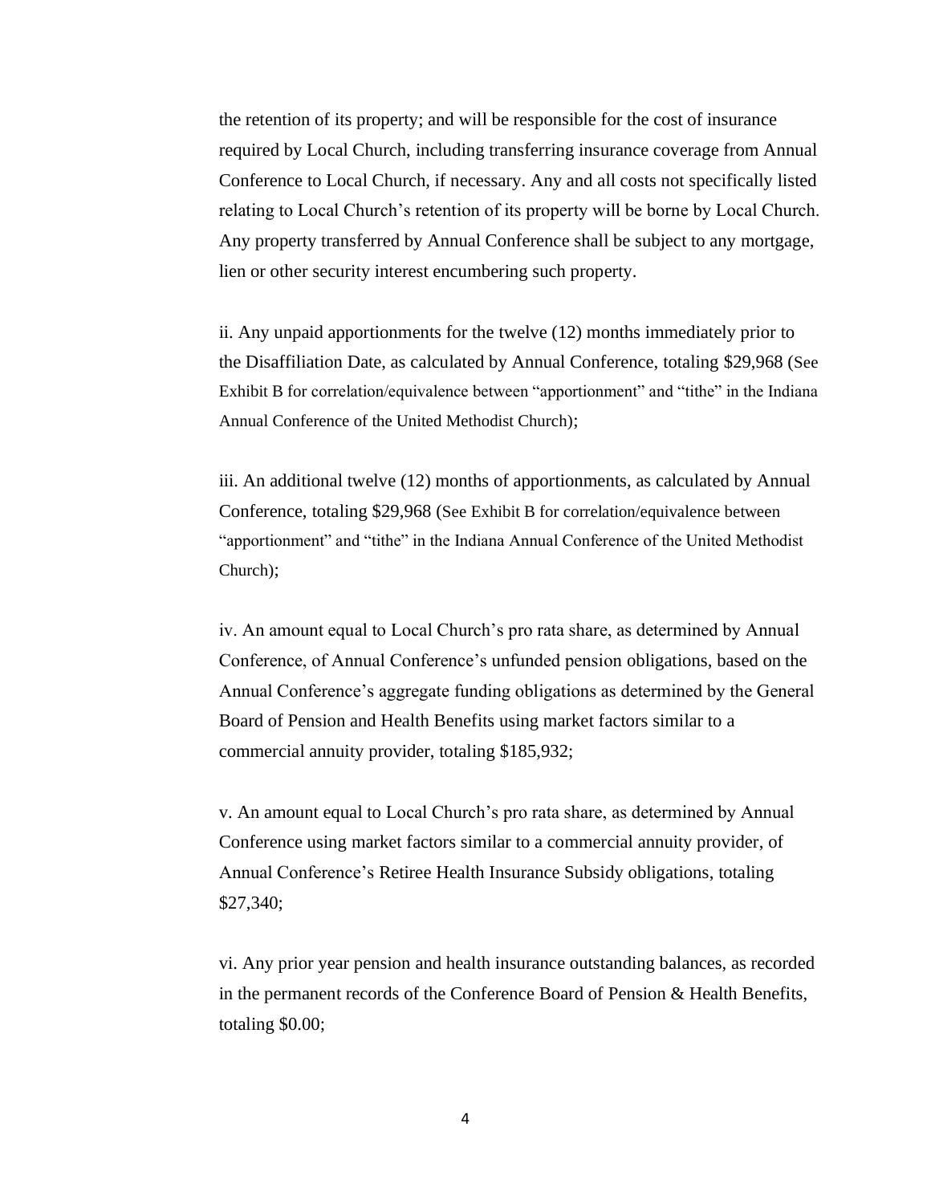the retention of its property; and will be responsible for the cost of insurance required by Local Church, including transferring insurance coverage from Annual Conference to Local Church, if necessary. Any and all costs not specifically listed relating to Local Church's retention of its property will be borne by Local Church. Any property transferred by Annual Conference shall be subject to any mortgage, lien or other security interest encumbering such property.

ii. Any unpaid apportionments for the twelve (12) months immediately prior to the Disaffiliation Date, as calculated by Annual Conference, totaling $29,968 (See Exhibit B for correlation/equivalence between "apportionment" and "tithe" in the Indiana Annual Conference of the United Methodist Church);

iii. An additional twelve (12) months of apportionments, as calculated by Annual Conference, totaling $29,968 (See Exhibit B for correlation/equivalence between "apportionment" and "tithe" in the Indiana Annual Conference of the United Methodist Church);

iv. An amount equal to Local Church's pro rata share, as determined by Annual Conference, of Annual Conference's unfunded pension obligations, based on the Annual Conference's aggregate funding obligations as determined by the General Board of Pension and Health Benefits using market factors similar to a commercial annuity provider, totaling $185,932;

v. An amount equal to Local Church's pro rata share, as determined by Annual Conference using market factors similar to a commercial annuity provider, of Annual Conference's Retiree Health Insurance Subsidy obligations, totaling $27,340;

vi. Any prior year pension and health insurance outstanding balances, as recorded in the permanent records of the Conference Board of Pension & Health Benefits, totaling $0.00;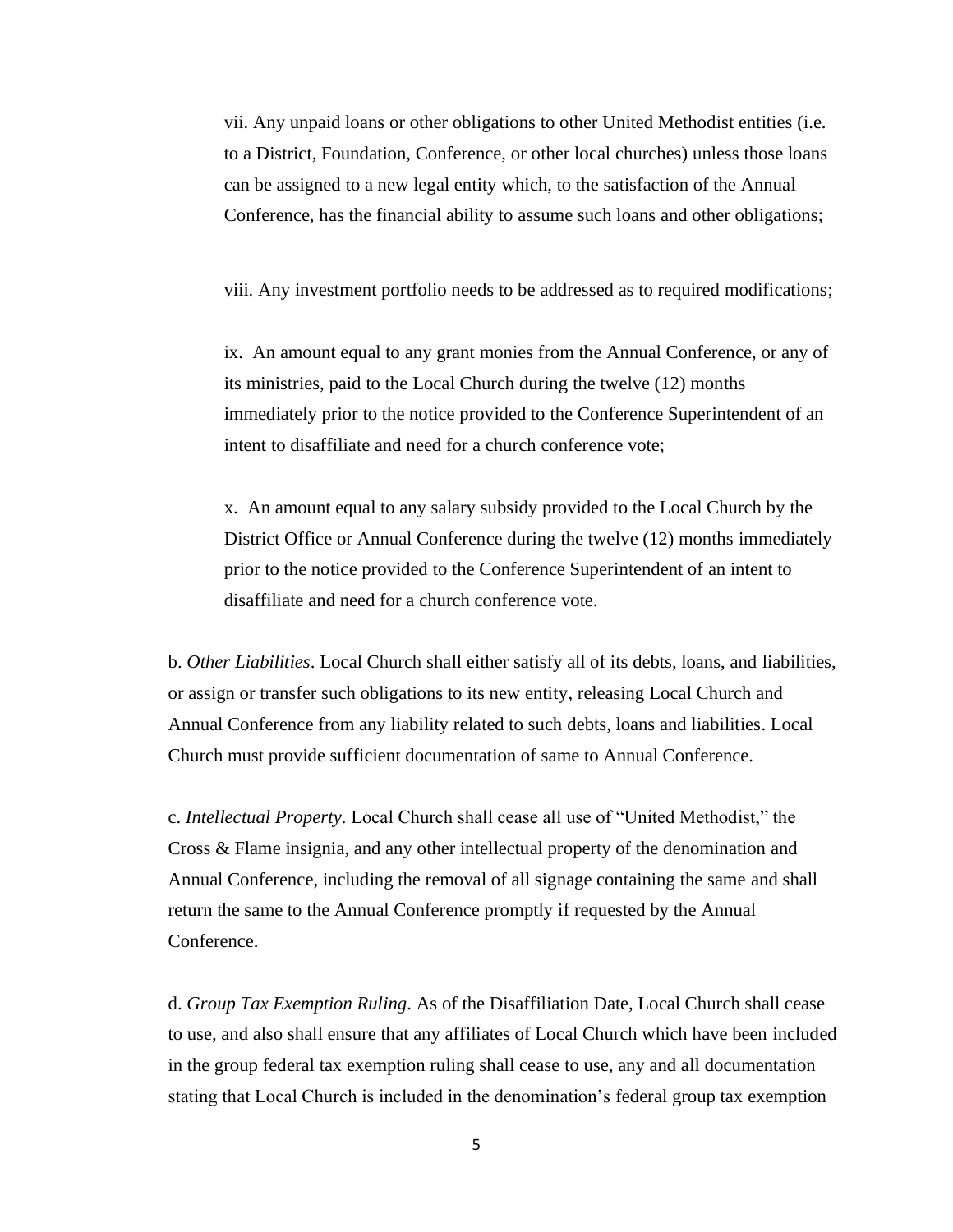vii. Any unpaid loans or other obligations to other United Methodist entities (i.e. to a District, Foundation, Conference, or other local churches) unless those loans can be assigned to a new legal entity which, to the satisfaction of the Annual Conference, has the financial ability to assume such loans and other obligations;

viii. Any investment portfolio needs to be addressed as to required modifications;

ix. An amount equal to any grant monies from the Annual Conference, or any of its ministries, paid to the Local Church during the twelve (12) months immediately prior to the notice provided to the Conference Superintendent of an intent to disaffiliate and need for a church conference vote;

x. An amount equal to any salary subsidy provided to the Local Church by the District Office or Annual Conference during the twelve (12) months immediately prior to the notice provided to the Conference Superintendent of an intent to disaffiliate and need for a church conference vote.

b. *Other Liabilities*. Local Church shall either satisfy all of its debts, loans, and liabilities, or assign or transfer such obligations to its new entity, releasing Local Church and Annual Conference from any liability related to such debts, loans and liabilities. Local Church must provide sufficient documentation of same to Annual Conference.

c. *Intellectual Property*. Local Church shall cease all use of "United Methodist," the Cross & Flame insignia, and any other intellectual property of the denomination and Annual Conference, including the removal of all signage containing the same and shall return the same to the Annual Conference promptly if requested by the Annual Conference.

d. *Group Tax Exemption Ruling*. As of the Disaffiliation Date, Local Church shall cease to use, and also shall ensure that any affiliates of Local Church which have been included in the group federal tax exemption ruling shall cease to use, any and all documentation stating that Local Church is included in the denomination's federal group tax exemption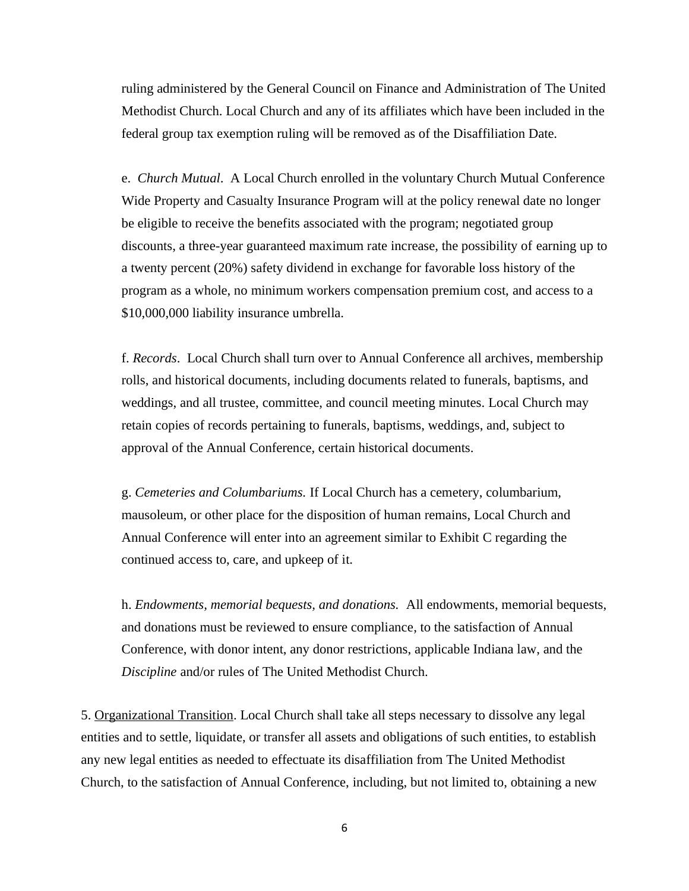ruling administered by the General Council on Finance and Administration of The United Methodist Church. Local Church and any of its affiliates which have been included in the federal group tax exemption ruling will be removed as of the Disaffiliation Date.

e. *Church Mutual*. A Local Church enrolled in the voluntary Church Mutual Conference Wide Property and Casualty Insurance Program will at the policy renewal date no longer be eligible to receive the benefits associated with the program; negotiated group discounts, a three-year guaranteed maximum rate increase, the possibility of earning up to a twenty percent (20%) safety dividend in exchange for favorable loss history of the program as a whole, no minimum workers compensation premium cost, and access to a $10,000,000 liability insurance umbrella.

f. *Records*. Local Church shall turn over to Annual Conference all archives, membership rolls, and historical documents, including documents related to funerals, baptisms, and weddings, and all trustee, committee, and council meeting minutes. Local Church may retain copies of records pertaining to funerals, baptisms, weddings, and, subject to approval of the Annual Conference, certain historical documents.

g. *Cemeteries and Columbariums.* If Local Church has a cemetery, columbarium, mausoleum, or other place for the disposition of human remains, Local Church and Annual Conference will enter into an agreement similar to Exhibit C regarding the continued access to, care, and upkeep of it.

h. *Endowments, memorial bequests, and donations.* All endowments, memorial bequests, and donations must be reviewed to ensure compliance, to the satisfaction of Annual Conference, with donor intent, any donor restrictions, applicable Indiana law, and the *Discipline* and/or rules of The United Methodist Church.

5. Organizational Transition. Local Church shall take all steps necessary to dissolve any legal entities and to settle, liquidate, or transfer all assets and obligations of such entities, to establish any new legal entities as needed to effectuate its disaffiliation from The United Methodist Church, to the satisfaction of Annual Conference, including, but not limited to, obtaining a new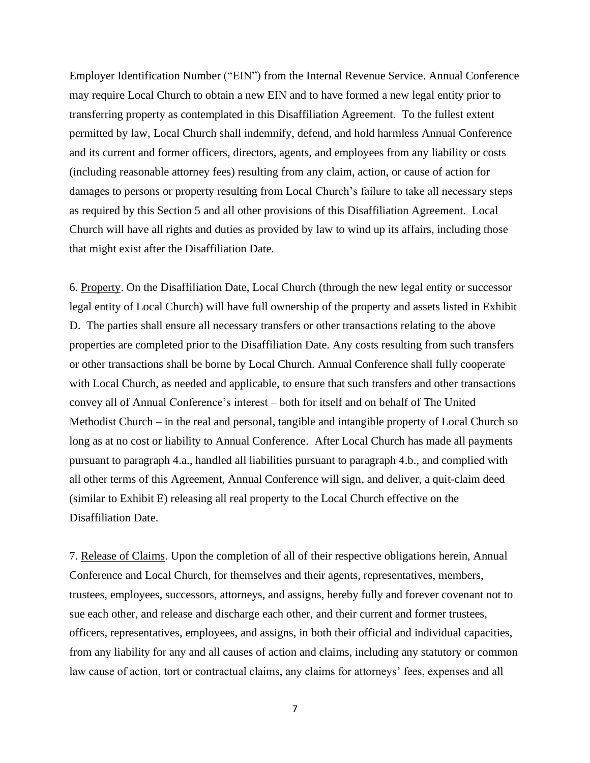Employer Identification Number ("EIN") from the Internal Revenue Service. Annual Conference may require Local Church to obtain a new EIN and to have formed a new legal entity prior to transferring property as contemplated in this Disaffiliation Agreement. To the fullest extent permitted by law, Local Church shall indemnify, defend, and hold harmless Annual Conference and its current and former officers, directors, agents, and employees from any liability or costs (including reasonable attorney fees) resulting from any claim, action, or cause of action for damages to persons or property resulting from Local Church's failure to take all necessary steps as required by this Section 5 and all other provisions of this Disaffiliation Agreement. Local Church will have all rights and duties as provided by law to wind up its affairs, including those that might exist after the Disaffiliation Date.

6. Property. On the Disaffiliation Date, Local Church (through the new legal entity or successor legal entity of Local Church) will have full ownership of the property and assets listed in Exhibit D. The parties shall ensure all necessary transfers or other transactions relating to the above properties are completed prior to the Disaffiliation Date. Any costs resulting from such transfers or other transactions shall be borne by Local Church. Annual Conference shall fully cooperate with Local Church, as needed and applicable, to ensure that such transfers and other transactions convey all of Annual Conference's interest – both for itself and on behalf of The United Methodist Church – in the real and personal, tangible and intangible property of Local Church so long as at no cost or liability to Annual Conference. After Local Church has made all payments pursuant to paragraph 4.a., handled all liabilities pursuant to paragraph 4.b., and complied with all other terms of this Agreement, Annual Conference will sign, and deliver, a quit-claim deed (similar to Exhibit E) releasing all real property to the Local Church effective on the Disaffiliation Date.

7. Release of Claims. Upon the completion of all of their respective obligations herein, Annual Conference and Local Church, for themselves and their agents, representatives, members, trustees, employees, successors, attorneys, and assigns, hereby fully and forever covenant not to sue each other, and release and discharge each other, and their current and former trustees, officers, representatives, employees, and assigns, in both their official and individual capacities, from any liability for any and all causes of action and claims, including any statutory or common law cause of action, tort or contractual claims, any claims for attorneys' fees, expenses and all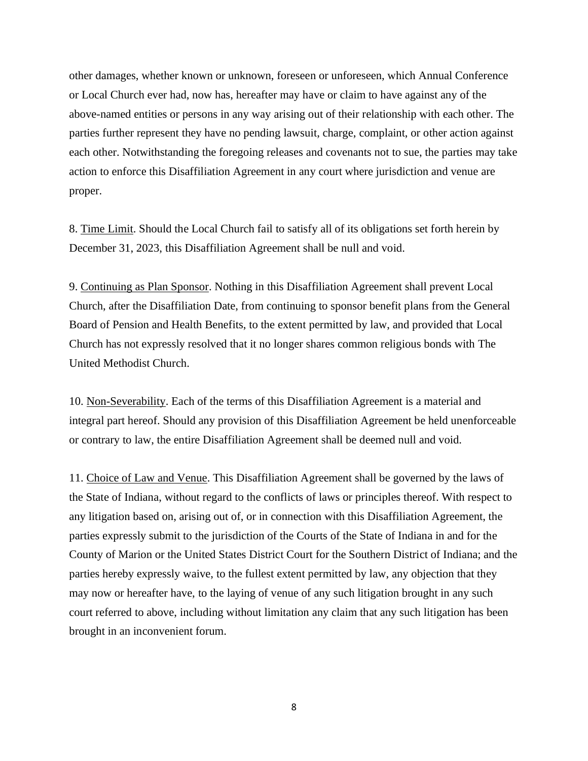other damages, whether known or unknown, foreseen or unforeseen, which Annual Conference or Local Church ever had, now has, hereafter may have or claim to have against any of the above-named entities or persons in any way arising out of their relationship with each other. The parties further represent they have no pending lawsuit, charge, complaint, or other action against each other. Notwithstanding the foregoing releases and covenants not to sue, the parties may take action to enforce this Disaffiliation Agreement in any court where jurisdiction and venue are proper.

8. Time Limit. Should the Local Church fail to satisfy all of its obligations set forth herein by December 31, 2023, this Disaffiliation Agreement shall be null and void.

9. Continuing as Plan Sponsor. Nothing in this Disaffiliation Agreement shall prevent Local Church, after the Disaffiliation Date, from continuing to sponsor benefit plans from the General Board of Pension and Health Benefits, to the extent permitted by law, and provided that Local Church has not expressly resolved that it no longer shares common religious bonds with The United Methodist Church.

10. Non-Severability. Each of the terms of this Disaffiliation Agreement is a material and integral part hereof. Should any provision of this Disaffiliation Agreement be held unenforceable or contrary to law, the entire Disaffiliation Agreement shall be deemed null and void.

11. Choice of Law and Venue. This Disaffiliation Agreement shall be governed by the laws of the State of Indiana, without regard to the conflicts of laws or principles thereof. With respect to any litigation based on, arising out of, or in connection with this Disaffiliation Agreement, the parties expressly submit to the jurisdiction of the Courts of the State of Indiana in and for the County of Marion or the United States District Court for the Southern District of Indiana; and the parties hereby expressly waive, to the fullest extent permitted by law, any objection that they may now or hereafter have, to the laying of venue of any such litigation brought in any such court referred to above, including without limitation any claim that any such litigation has been brought in an inconvenient forum.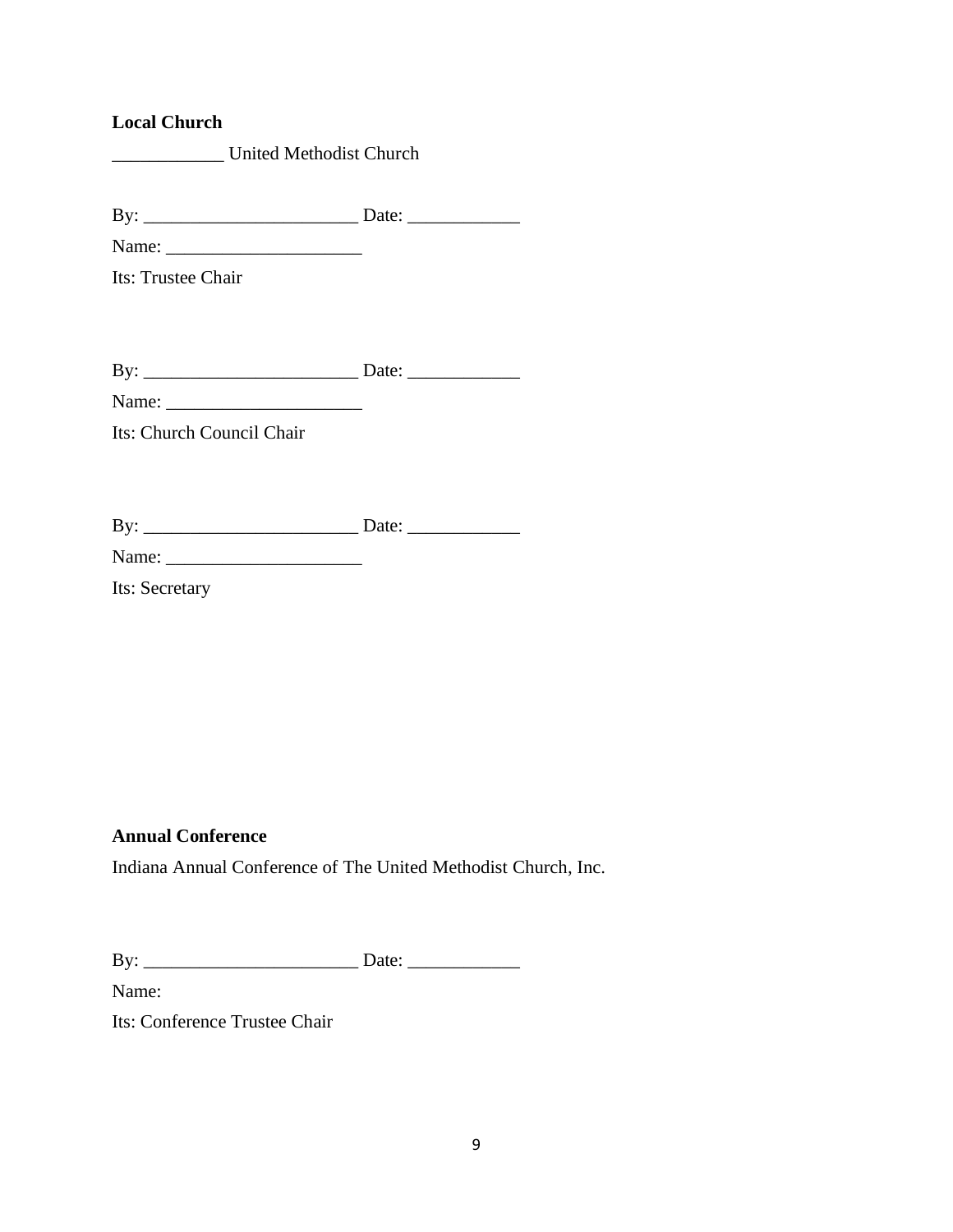**Local Church**

____________ United Methodist Church

By: _______________________ Date: ____________

Name: _____________________

Its: Trustee Chair

By: _______________________ Date: ____________

Name: _____________________

Its: Church Council Chair

By: _______________________ Date: ____________

Name: _____________________

Its: Secretary

**Annual Conference**

Indiana Annual Conference of The United Methodist Church, Inc.

By: _______________________ Date: ____________

Name:

Its: Conference Trustee Chair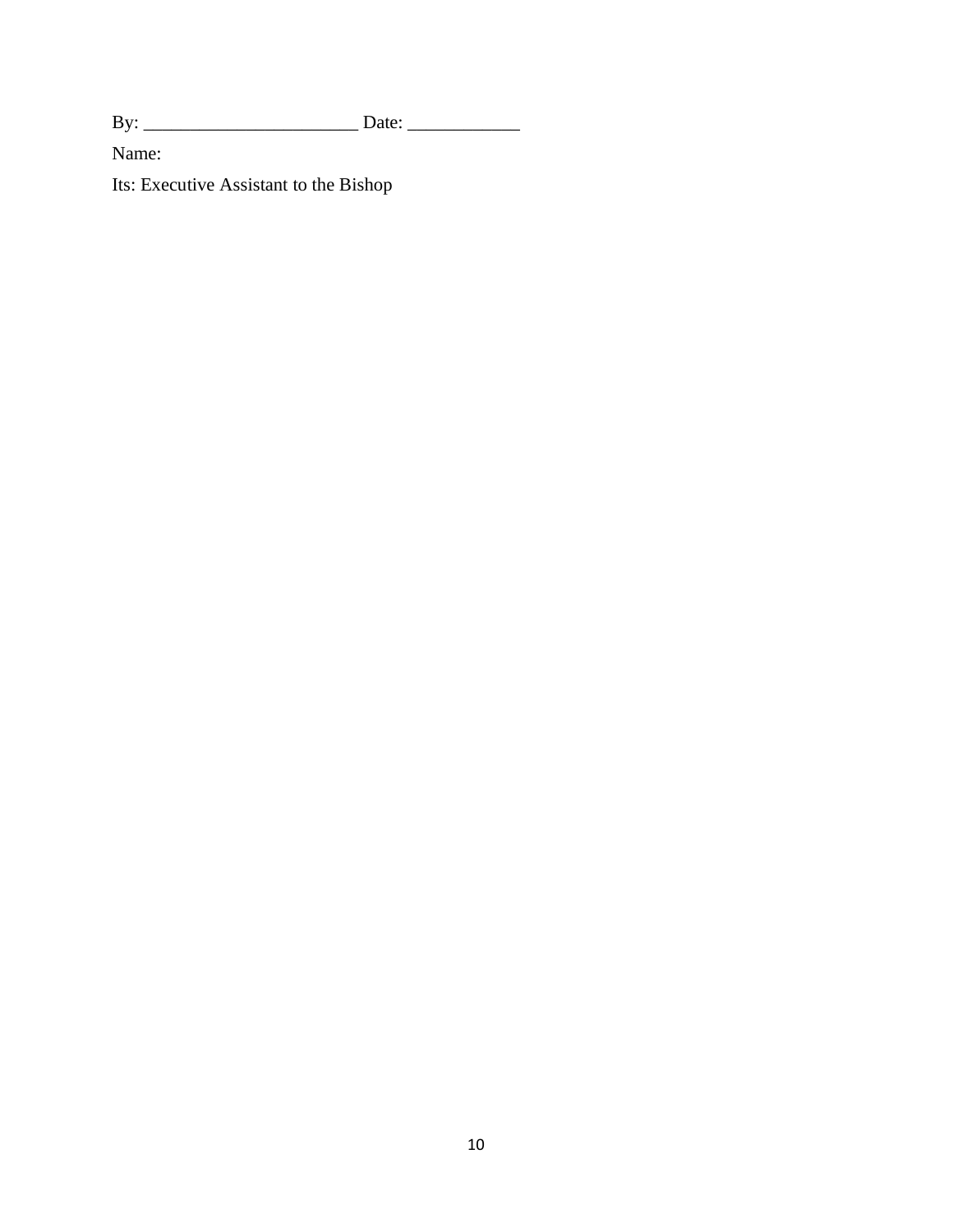By: _______________________ Date: ____________

Name:

Its: Executive Assistant to the Bishop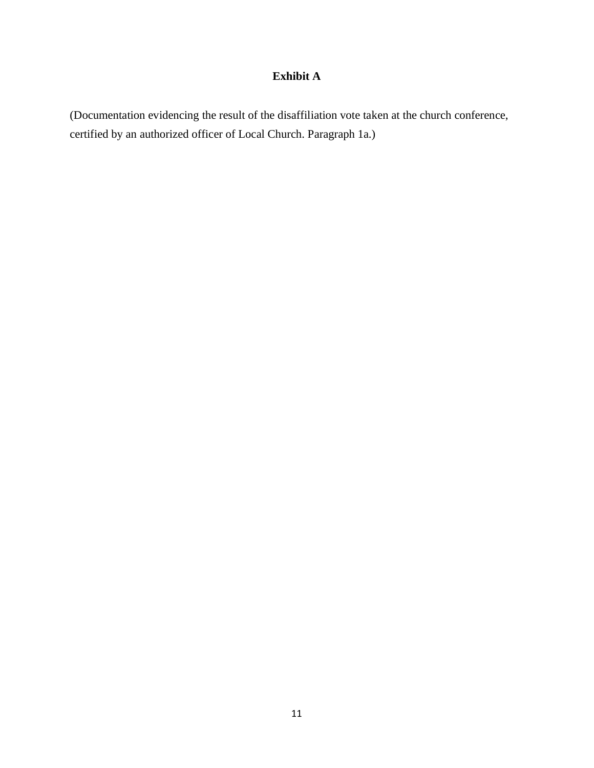**Exhibit A**

(Documentation evidencing the result of the disaffiliation vote taken at the church conference, certified by an authorized officer of Local Church. Paragraph 1a.)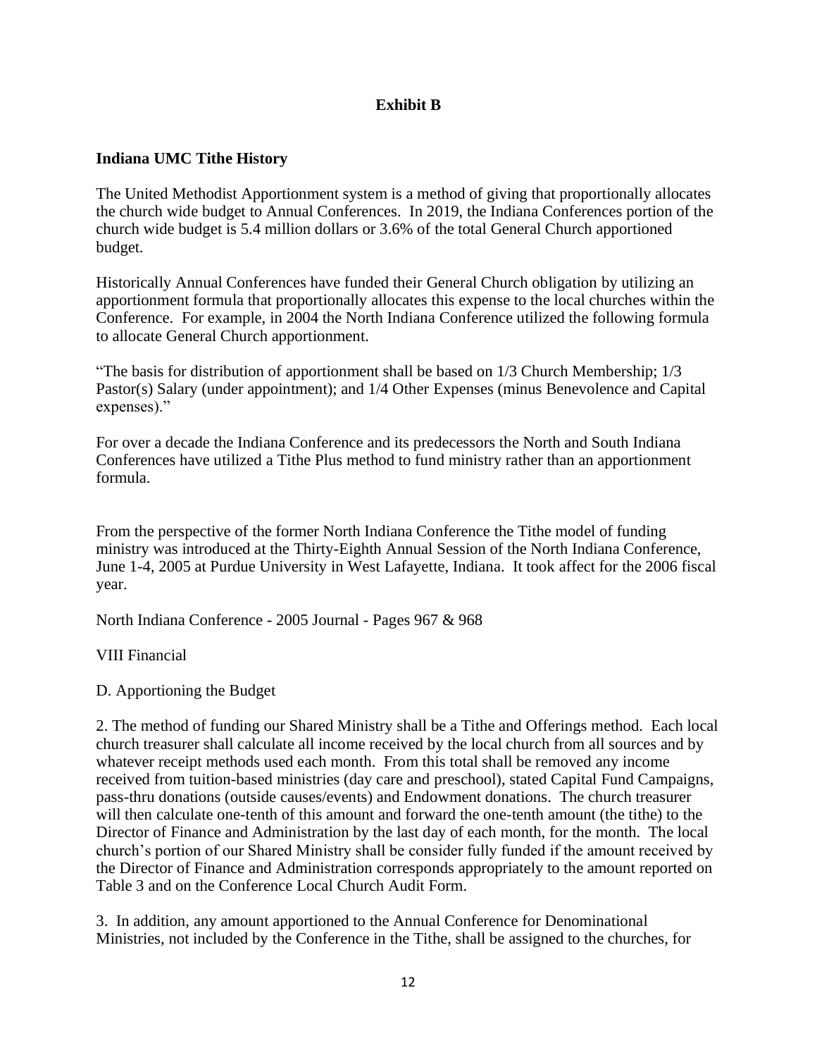**Exhibit B**

**Indiana UMC Tithe History**

The United Methodist Apportionment system is a method of giving that proportionally allocates the church wide budget to Annual Conferences. In 2019, the Indiana Conferences portion of the church wide budget is 5.4 million dollars or 3.6% of the total General Church apportioned budget.

Historically Annual Conferences have funded their General Church obligation by utilizing an apportionment formula that proportionally allocates this expense to the local churches within the Conference. For example, in 2004 the North Indiana Conference utilized the following formula to allocate General Church apportionment.

"The basis for distribution of apportionment shall be based on 1/3 Church Membership; 1/3 Pastor(s) Salary (under appointment); and 1/4 Other Expenses (minus Benevolence and Capital expenses)."

For over a decade the Indiana Conference and its predecessors the North and South Indiana Conferences have utilized a Tithe Plus method to fund ministry rather than an apportionment formula.

From the perspective of the former North Indiana Conference the Tithe model of funding ministry was introduced at the Thirty-Eighth Annual Session of the North Indiana Conference, June 1-4, 2005 at Purdue University in West Lafayette, Indiana. It took affect for the 2006 fiscal year.

North Indiana Conference - 2005 Journal - Pages 967 & 968

VIII Financial

D. Apportioning the Budget

2. The method of funding our Shared Ministry shall be a Tithe and Offerings method. Each local church treasurer shall calculate all income received by the local church from all sources and by whatever receipt methods used each month. From this total shall be removed any income received from tuition-based ministries (day care and preschool), stated Capital Fund Campaigns, pass-thru donations (outside causes/events) and Endowment donations. The church treasurer will then calculate one-tenth of this amount and forward the one-tenth amount (the tithe) to the Director of Finance and Administration by the last day of each month, for the month. The local church's portion of our Shared Ministry shall be consider fully funded if the amount received by the Director of Finance and Administration corresponds appropriately to the amount reported on Table 3 and on the Conference Local Church Audit Form.

3. In addition, any amount apportioned to the Annual Conference for Denominational Ministries, not included by the Conference in the Tithe, shall be assigned to the churches, for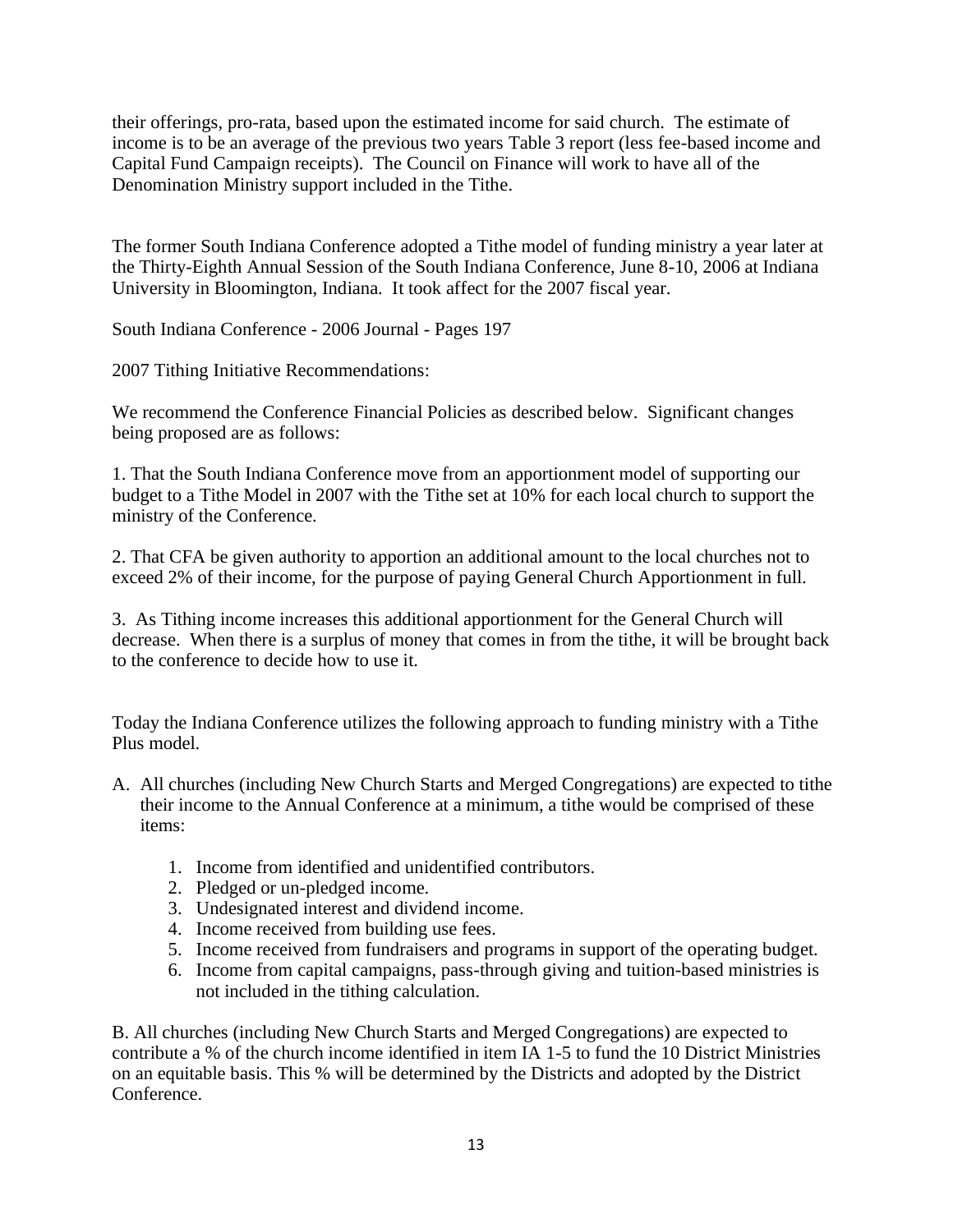their offerings, pro-rata, based upon the estimated income for said church. The estimate of income is to be an average of the previous two years Table 3 report (less fee-based income and Capital Fund Campaign receipts). The Council on Finance will work to have all of the Denomination Ministry support included in the Tithe.

The former South Indiana Conference adopted a Tithe model of funding ministry a year later at the Thirty-Eighth Annual Session of the South Indiana Conference, June 8-10, 2006 at Indiana University in Bloomington, Indiana. It took affect for the 2007 fiscal year.

South Indiana Conference - 2006 Journal - Pages 197

2007 Tithing Initiative Recommendations:

We recommend the Conference Financial Policies as described below. Significant changes being proposed are as follows:

1. That the South Indiana Conference move from an apportionment model of supporting our budget to a Tithe Model in 2007 with the Tithe set at 10% for each local church to support the ministry of the Conference.

2. That CFA be given authority to apportion an additional amount to the local churches not to exceed 2% of their income, for the purpose of paying General Church Apportionment in full.

3. As Tithing income increases this additional apportionment for the General Church will decrease. When there is a surplus of money that comes in from the tithe, it will be brought back to the conference to decide how to use it.

Today the Indiana Conference utilizes the following approach to funding ministry with a Tithe Plus model.

A. All churches (including New Church Starts and Merged Congregations) are expected to tithe their income to the Annual Conference at a minimum, a tithe would be comprised of these items:

   1. Income from identified and unidentified contributors.
   2. Pledged or un-pledged income.
   3. Undesignated interest and dividend income.
   4. Income received from building use fees.
   5. Income received from fundraisers and programs in support of the operating budget.
   6. Income from capital campaigns, pass-through giving and tuition-based ministries is not included in the tithing calculation.

B. All churches (including New Church Starts and Merged Congregations) are expected to contribute a % of the church income identified in item IA 1-5 to fund the 10 District Ministries on an equitable basis. This % will be determined by the Districts and adopted by the District Conference.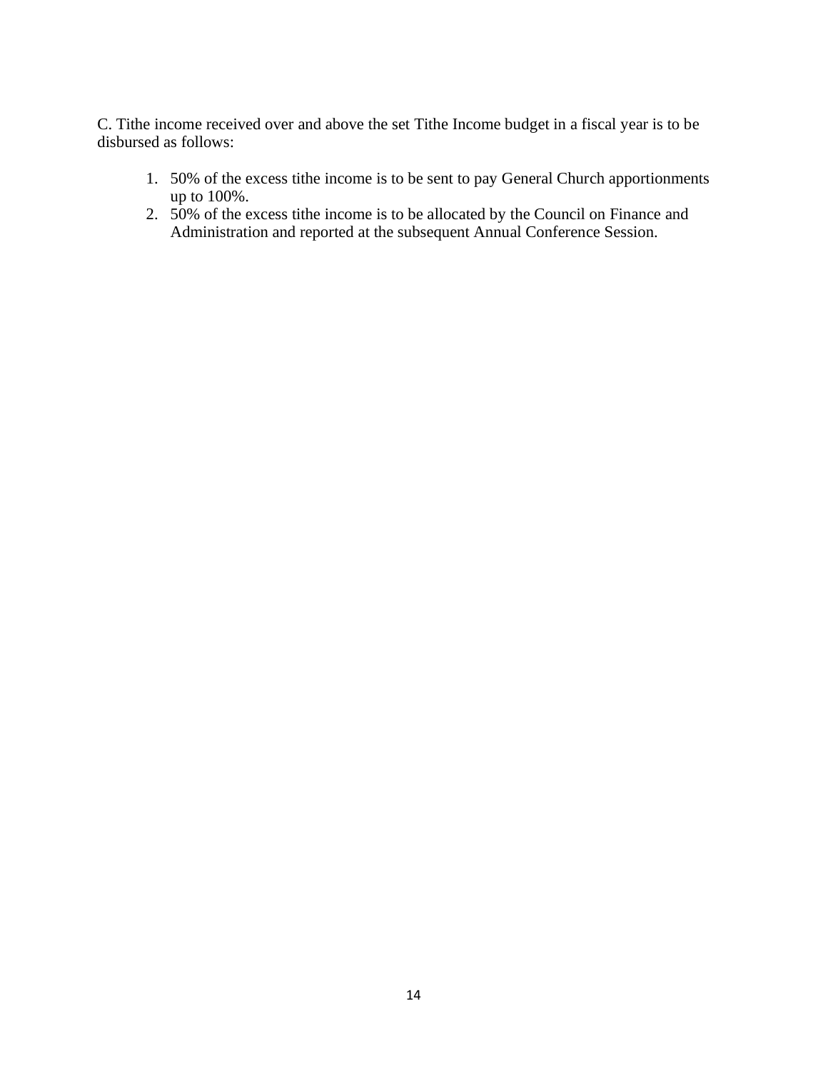C. Tithe income received over and above the set Tithe Income budget in a fiscal year is to be disbursed as follows:

1. 50% of the excess tithe income is to be sent to pay General Church apportionments up to 100%.
2. 50% of the excess tithe income is to be allocated by the Council on Finance and Administration and reported at the subsequent Annual Conference Session.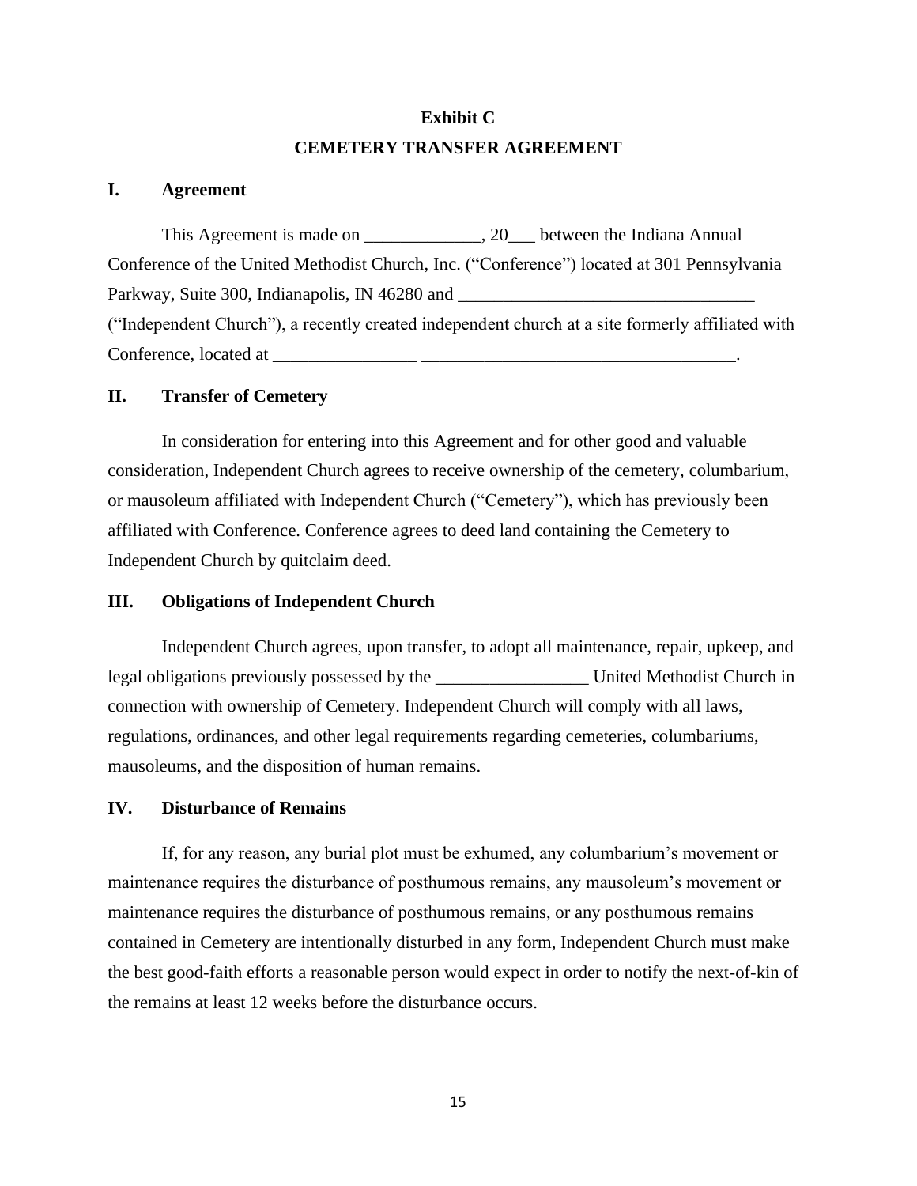## Exhibit C

## CEMETERY TRANSFER AGREEMENT

### I. Agreement

This Agreement is made on _____________, 20___ between the Indiana Annual Conference of the United Methodist Church, Inc. ("Conference") located at 301 Pennsylvania Parkway, Suite 300, Indianapolis, IN 46280 and _________________________________ ("Independent Church"), a recently created independent church at a site formerly affiliated with Conference, located at ________________ ___________________________________.

### II. Transfer of Cemetery

In consideration for entering into this Agreement and for other good and valuable consideration, Independent Church agrees to receive ownership of the cemetery, columbarium, or mausoleum affiliated with Independent Church ("Cemetery"), which has previously been affiliated with Conference. Conference agrees to deed land containing the Cemetery to Independent Church by quitclaim deed.

### III. Obligations of Independent Church

Independent Church agrees, upon transfer, to adopt all maintenance, repair, upkeep, and legal obligations previously possessed by the _________________ United Methodist Church in connection with ownership of Cemetery. Independent Church will comply with all laws, regulations, ordinances, and other legal requirements regarding cemeteries, columbariums, mausoleums, and the disposition of human remains.

### IV. Disturbance of Remains

If, for any reason, any burial plot must be exhumed, any columbarium's movement or maintenance requires the disturbance of posthumous remains, any mausoleum's movement or maintenance requires the disturbance of posthumous remains, or any posthumous remains contained in Cemetery are intentionally disturbed in any form, Independent Church must make the best good-faith efforts a reasonable person would expect in order to notify the next-of-kin of the remains at least 12 weeks before the disturbance occurs.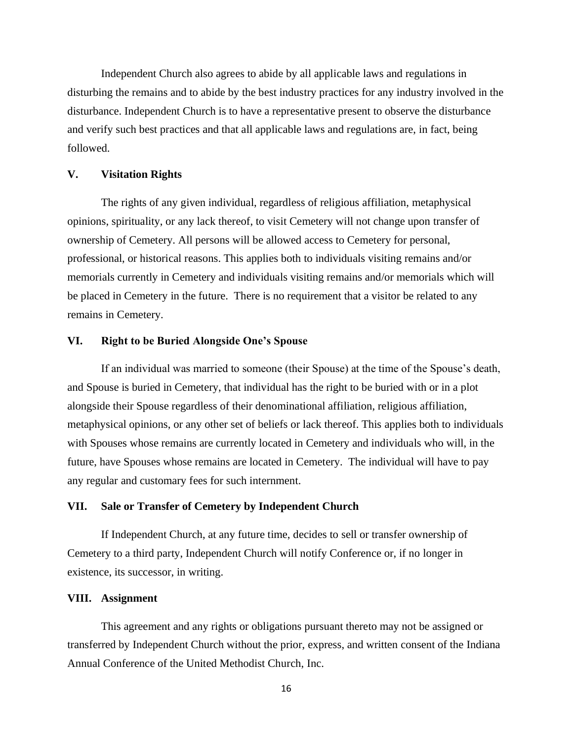Independent Church also agrees to abide by all applicable laws and regulations in disturbing the remains and to abide by the best industry practices for any industry involved in the disturbance. Independent Church is to have a representative present to observe the disturbance and verify such best practices and that all applicable laws and regulations are, in fact, being followed.

## V. Visitation Rights

The rights of any given individual, regardless of religious affiliation, metaphysical opinions, spirituality, or any lack thereof, to visit Cemetery will not change upon transfer of ownership of Cemetery. All persons will be allowed access to Cemetery for personal, professional, or historical reasons. This applies both to individuals visiting remains and/or memorials currently in Cemetery and individuals visiting remains and/or memorials which will be placed in Cemetery in the future. There is no requirement that a visitor be related to any remains in Cemetery.

## VI. Right to be Buried Alongside One's Spouse

If an individual was married to someone (their Spouse) at the time of the Spouse's death, and Spouse is buried in Cemetery, that individual has the right to be buried with or in a plot alongside their Spouse regardless of their denominational affiliation, religious affiliation, metaphysical opinions, or any other set of beliefs or lack thereof. This applies both to individuals with Spouses whose remains are currently located in Cemetery and individuals who will, in the future, have Spouses whose remains are located in Cemetery. The individual will have to pay any regular and customary fees for such internment.

## VII. Sale or Transfer of Cemetery by Independent Church

If Independent Church, at any future time, decides to sell or transfer ownership of Cemetery to a third party, Independent Church will notify Conference or, if no longer in existence, its successor, in writing.

## VIII. Assignment

This agreement and any rights or obligations pursuant thereto may not be assigned or transferred by Independent Church without the prior, express, and written consent of the Indiana Annual Conference of the United Methodist Church, Inc.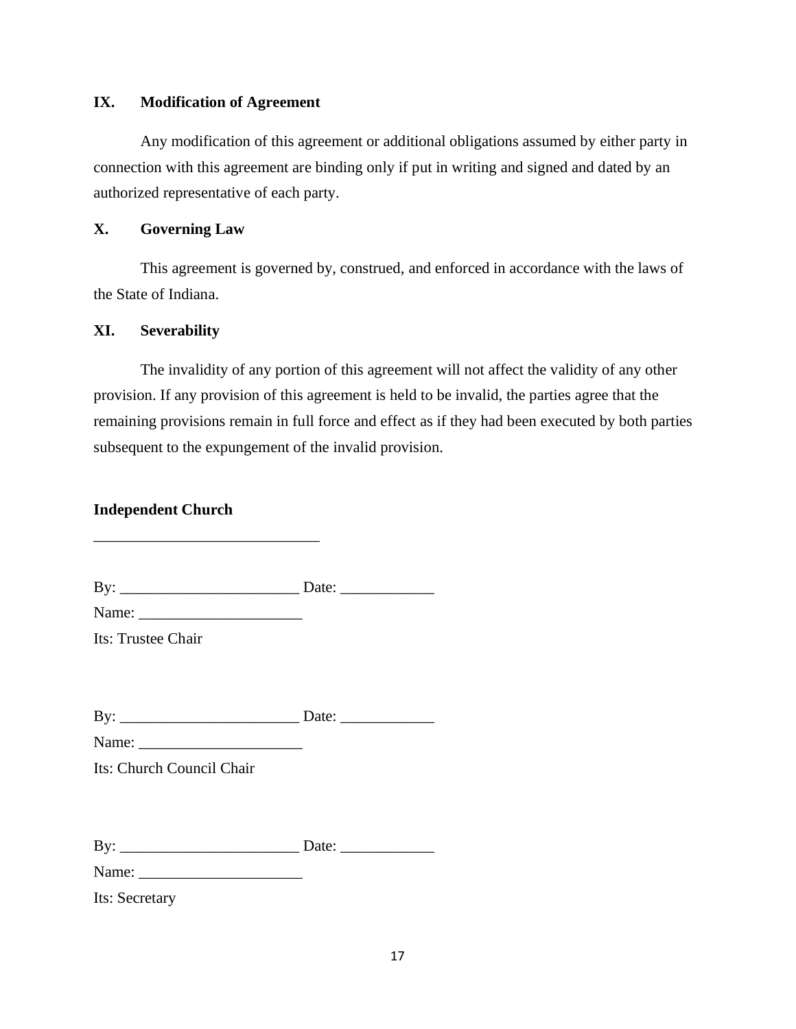### IX. Modification of Agreement

Any modification of this agreement or additional obligations assumed by either party in connection with this agreement are binding only if put in writing and signed and dated by an authorized representative of each party.

### X. Governing Law

This agreement is governed by, construed, and enforced in accordance with the laws of the State of Indiana.

### XI. Severability

The invalidity of any portion of this agreement will not affect the validity of any other provision. If any provision of this agreement is held to be invalid, the parties agree that the remaining provisions remain in full force and effect as if they had been executed by both parties subsequent to the expungement of the invalid provision.

**Independent Church**

_____________________________

By: _______________________ Date: ____________

Name: _____________________

Its: Trustee Chair

By: _______________________ Date: ____________

Name: _____________________

Its: Church Council Chair

By: _______________________ Date: ____________

Name: _____________________

Its: Secretary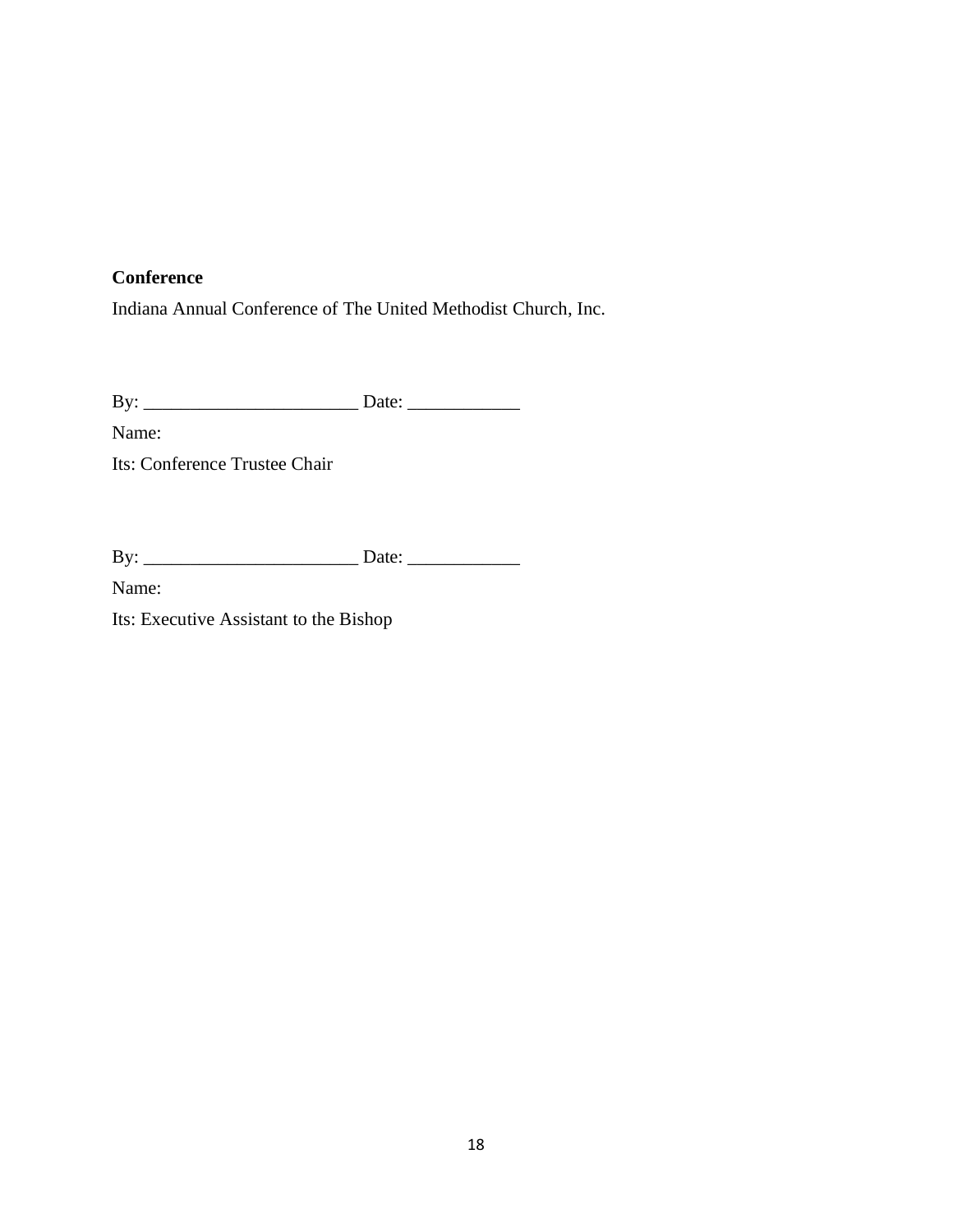**Conference**

Indiana Annual Conference of The United Methodist Church, Inc.

By: _______________________ Date: ____________

Name:

Its: Conference Trustee Chair

By: _______________________ Date: ____________

Name:

Its: Executive Assistant to the Bishop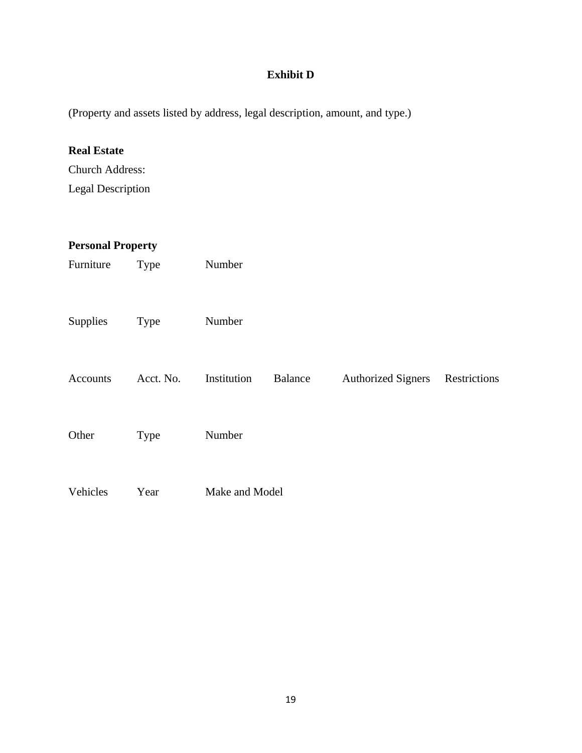# Exhibit D

(Property and assets listed by address, legal description, amount, and type.)

**Real Estate**

Church Address:

Legal Description

**Personal Property**

| Furniture | Type | Number | | | |
|---|---|---|---|---|---|
| Supplies | Type | Number | | | |
| Accounts | Acct. No. | Institution | Balance | Authorized Signers | Restrictions |
| Other | Type | Number | | | |
| Vehicles | Year | Make and Model | | | |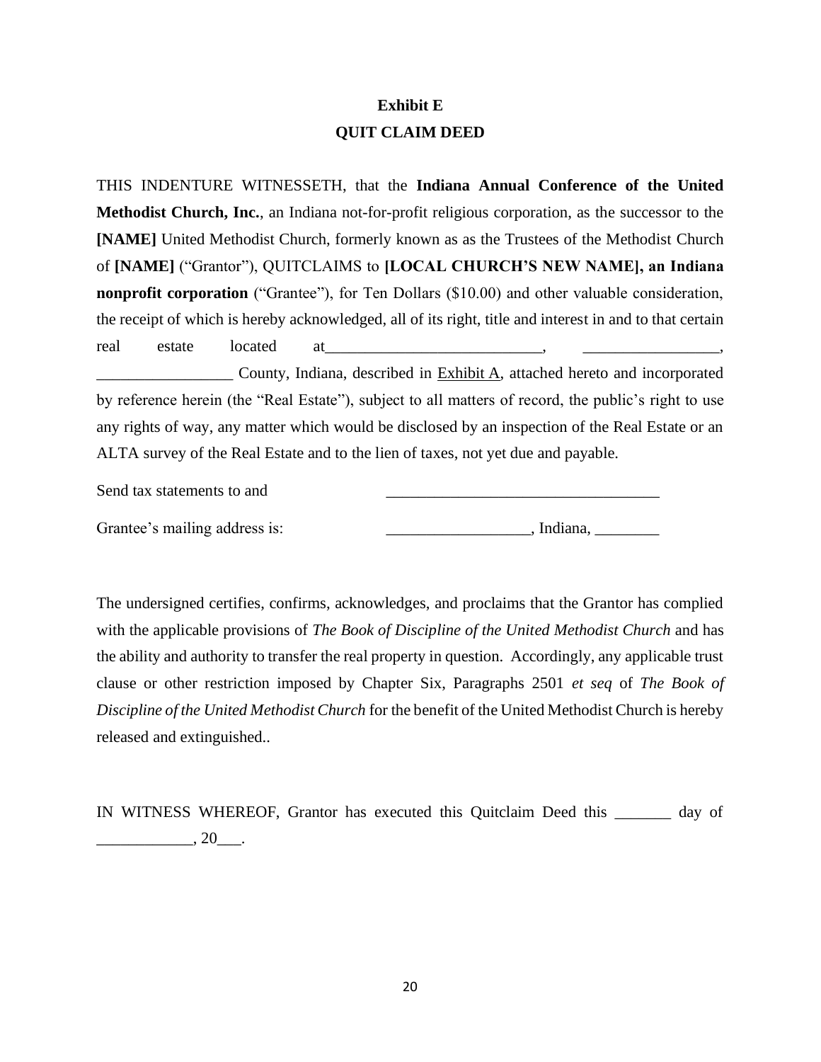**Exhibit E**

**QUIT CLAIM DEED**

THIS INDENTURE WITNESSETH, that the **Indiana Annual Conference of the United Methodist Church, Inc.**, an Indiana not-for-profit religious corporation, as the successor to the **[NAME]** United Methodist Church, formerly known as as the Trustees of the Methodist Church of **[NAME]** ("Grantor"), QUITCLAIMS to **[LOCAL CHURCH'S NEW NAME], an Indiana nonprofit corporation** ("Grantee"), for Ten Dollars ($10.00) and other valuable consideration, the receipt of which is hereby acknowledged, all of its right, title and interest in and to that certain real estate located at___________________________, _________________, _________________ County, Indiana, described in Exhibit A, attached hereto and incorporated by reference herein (the "Real Estate"), subject to all matters of record, the public's right to use any rights of way, any matter which would be disclosed by an inspection of the Real Estate or an ALTA survey of the Real Estate and to the lien of taxes, not yet due and payable.

Send tax statements to and __________________________________

Grantee's mailing address is: __________________, Indiana, ________

The undersigned certifies, confirms, acknowledges, and proclaims that the Grantor has complied with the applicable provisions of *The Book of Discipline of the United Methodist Church* and has the ability and authority to transfer the real property in question. Accordingly, any applicable trust clause or other restriction imposed by Chapter Six, Paragraphs 2501 *et seq* of *The Book of Discipline of the United Methodist Church* for the benefit of the United Methodist Church is hereby released and extinguished..

IN WITNESS WHEREOF, Grantor has executed this Quitclaim Deed this _______ day of ____________, 20___.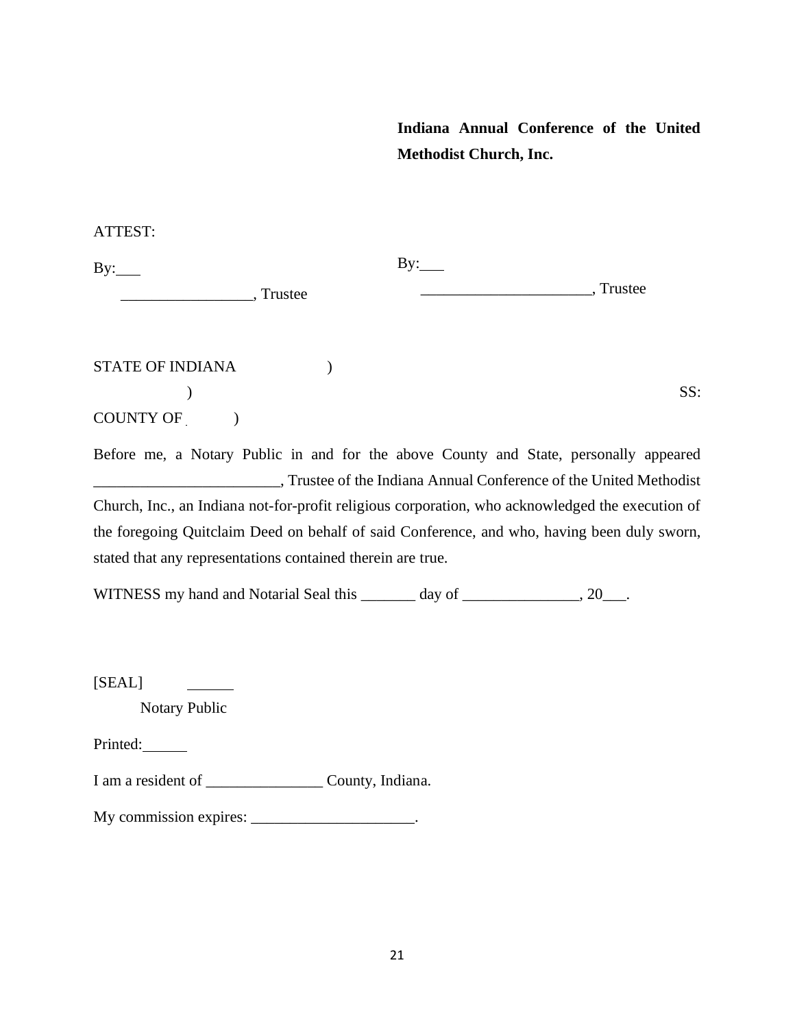**Indiana Annual Conference of the United Methodist Church, Inc.**

ATTEST:

By:___ &nbsp;&nbsp;&nbsp;&nbsp;&nbsp;&nbsp;&nbsp;&nbsp;&nbsp;&nbsp;&nbsp;&nbsp;&nbsp;&nbsp;&nbsp;&nbsp;&nbsp;&nbsp;&nbsp;&nbsp;&nbsp;&nbsp;&nbsp;&nbsp; By:___

_________________, Trustee &nbsp;&nbsp;&nbsp;&nbsp;&nbsp;&nbsp;&nbsp;&nbsp; ______________________, Trustee

STATE OF INDIANA )

) SS:

COUNTY OF )

Before me, a Notary Public in and for the above County and State, personally appeared ________________________, Trustee of the Indiana Annual Conference of the United Methodist Church, Inc., an Indiana not-for-profit religious corporation, who acknowledged the execution of the foregoing Quitclaim Deed on behalf of said Conference, and who, having been duly sworn, stated that any representations contained therein are true.

WITNESS my hand and Notarial Seal this _______ day of _______________, 20___.

[SEAL] ______

Notary Public

Printed:______

I am a resident of _______________ County, Indiana.

My commission expires: _____________________.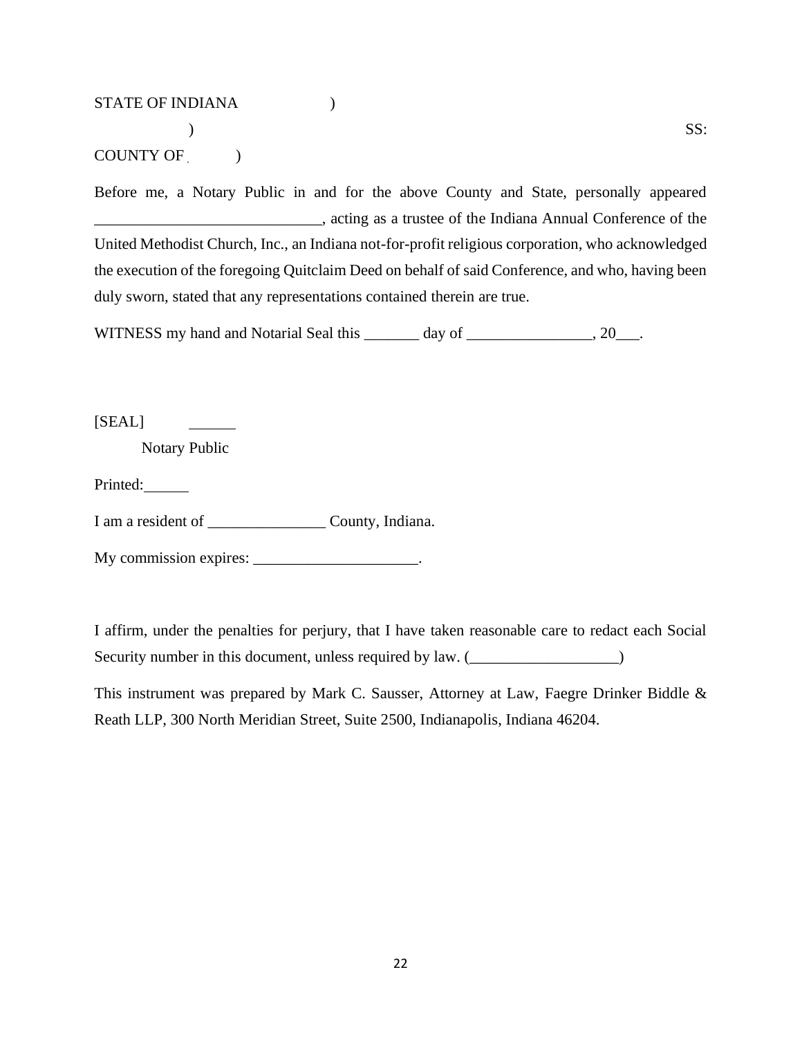STATE OF INDIANA )

) SS:

COUNTY OF )

Before me, a Notary Public in and for the above County and State, personally appeared _____________________________, acting as a trustee of the Indiana Annual Conference of the United Methodist Church, Inc., an Indiana not-for-profit religious corporation, who acknowledged the execution of the foregoing Quitclaim Deed on behalf of said Conference, and who, having been duly sworn, stated that any representations contained therein are true.

WITNESS my hand and Notarial Seal this _______ day of ________________, 20___.

[SEAL] ______

Notary Public

Printed: ______

I am a resident of _______________ County, Indiana.

My commission expires: _____________________.

I affirm, under the penalties for perjury, that I have taken reasonable care to redact each Social Security number in this document, unless required by law. (___________________)

This instrument was prepared by Mark C. Sausser, Attorney at Law, Faegre Drinker Biddle & Reath LLP, 300 North Meridian Street, Suite 2500, Indianapolis, Indiana 46204.